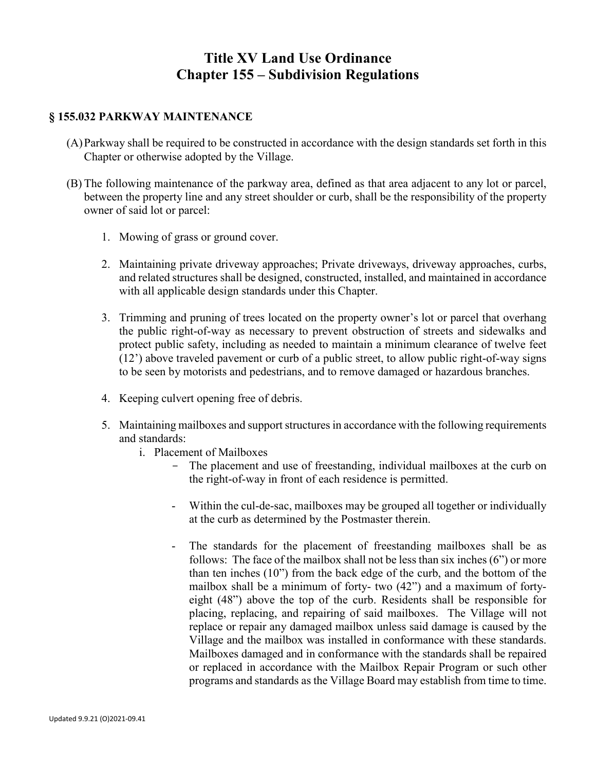# Title XV Land Use Ordinance
# Chapter 155 – Subdivision Regulations

## § 155.032 PARKWAY MAINTENANCE

(A) Parkway shall be required to be constructed in accordance with the design standards set forth in this Chapter or otherwise adopted by the Village.

(B) The following maintenance of the parkway area, defined as that area adjacent to any lot or parcel, between the property line and any street shoulder or curb, shall be the responsibility of the property owner of said lot or parcel:

1. Mowing of grass or ground cover.

2. Maintaining private driveway approaches; Private driveways, driveway approaches, curbs, and related structures shall be designed, constructed, installed, and maintained in accordance with all applicable design standards under this Chapter.

3. Trimming and pruning of trees located on the property owner's lot or parcel that overhang the public right-of-way as necessary to prevent obstruction of streets and sidewalks and protect public safety, including as needed to maintain a minimum clearance of twelve feet (12') above traveled pavement or curb of a public street, to allow public right-of-way signs to be seen by motorists and pedestrians, and to remove damaged or hazardous branches.

4. Keeping culvert opening free of debris.

5. Maintaining mailboxes and support structures in accordance with the following requirements and standards:
   i. Placement of Mailboxes
      - The placement and use of freestanding, individual mailboxes at the curb on the right-of-way in front of each residence is permitted.

      - Within the cul-de-sac, mailboxes may be grouped all together or individually at the curb as determined by the Postmaster therein.

      - The standards for the placement of freestanding mailboxes shall be as follows: The face of the mailbox shall not be less than six inches (6") or more than ten inches (10") from the back edge of the curb, and the bottom of the mailbox shall be a minimum of forty- two (42") and a maximum of forty-eight (48") above the top of the curb. Residents shall be responsible for placing, replacing, and repairing of said mailboxes. The Village will not replace or repair any damaged mailbox unless said damage is caused by the Village and the mailbox was installed in conformance with these standards. Mailboxes damaged and in conformance with the standards shall be repaired or replaced in accordance with the Mailbox Repair Program or such other programs and standards as the Village Board may establish from time to time.

Updated 9.9.21 (O)2021-09.41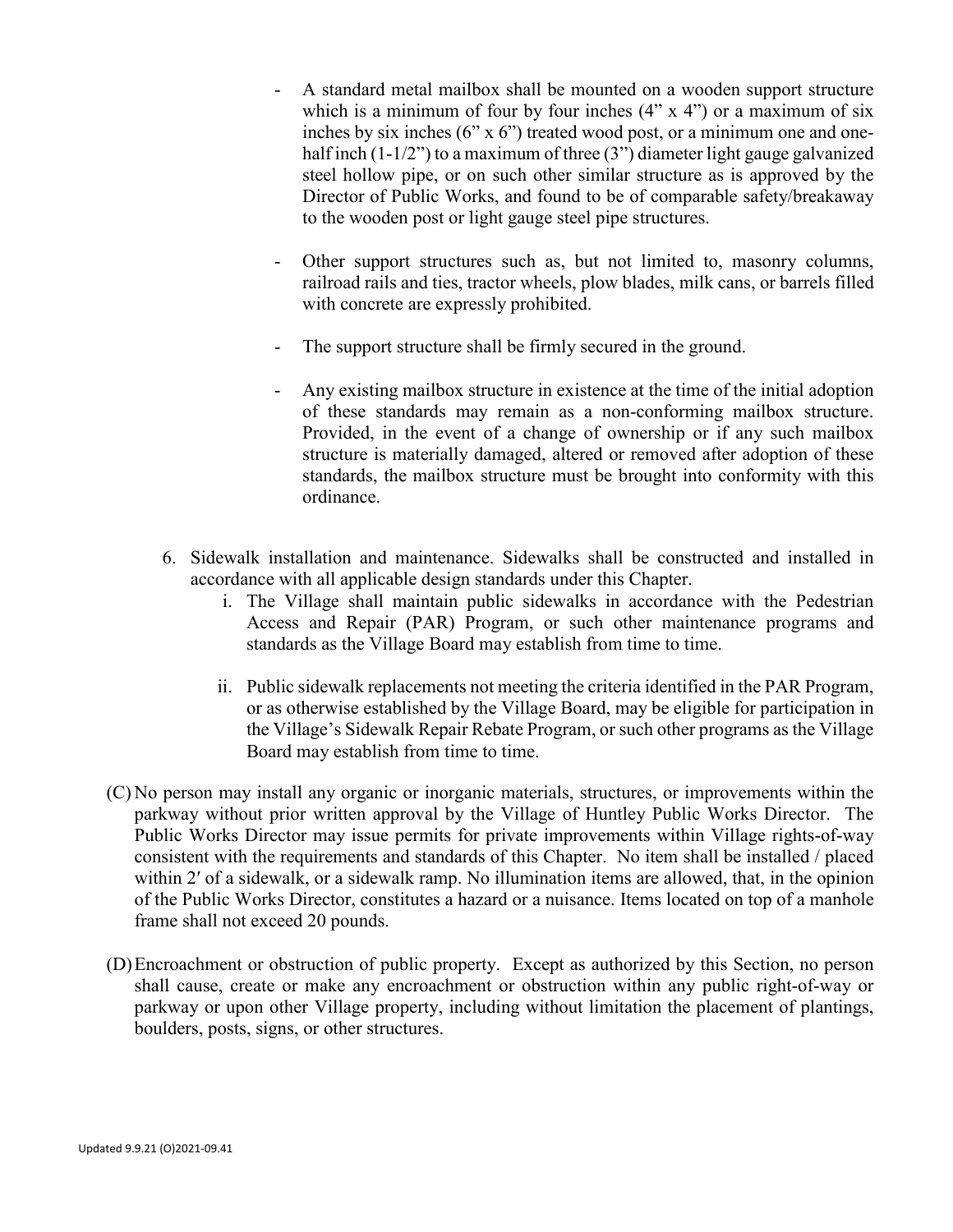- A standard metal mailbox shall be mounted on a wooden support structure which is a minimum of four by four inches (4" x 4") or a maximum of six inches by six inches (6" x 6") treated wood post, or a minimum one and one-half inch (1-1/2") to a maximum of three (3") diameter light gauge galvanized steel hollow pipe, or on such other similar structure as is approved by the Director of Public Works, and found to be of comparable safety/breakaway to the wooden post or light gauge steel pipe structures.

- Other support structures such as, but not limited to, masonry columns, railroad rails and ties, tractor wheels, plow blades, milk cans, or barrels filled with concrete are expressly prohibited.

- The support structure shall be firmly secured in the ground.

- Any existing mailbox structure in existence at the time of the initial adoption of these standards may remain as a non-conforming mailbox structure. Provided, in the event of a change of ownership or if any such mailbox structure is materially damaged, altered or removed after adoption of these standards, the mailbox structure must be brought into conformity with this ordinance.

6. Sidewalk installation and maintenance. Sidewalks shall be constructed and installed in accordance with all applicable design standards under this Chapter.
   i. The Village shall maintain public sidewalks in accordance with the Pedestrian Access and Repair (PAR) Program, or such other maintenance programs and standards as the Village Board may establish from time to time.

   ii. Public sidewalk replacements not meeting the criteria identified in the PAR Program, or as otherwise established by the Village Board, may be eligible for participation in the Village's Sidewalk Repair Rebate Program, or such other programs as the Village Board may establish from time to time.

(C) No person may install any organic or inorganic materials, structures, or improvements within the parkway without prior written approval by the Village of Huntley Public Works Director. The Public Works Director may issue permits for private improvements within Village rights-of-way consistent with the requirements and standards of this Chapter. No item shall be installed / placed within 2′ of a sidewalk, or a sidewalk ramp. No illumination items are allowed, that, in the opinion of the Public Works Director, constitutes a hazard or a nuisance. Items located on top of a manhole frame shall not exceed 20 pounds.

(D) Encroachment or obstruction of public property. Except as authorized by this Section, no person shall cause, create or make any encroachment or obstruction within any public right-of-way or parkway or upon other Village property, including without limitation the placement of plantings, boulders, posts, signs, or other structures.

Updated 9.9.21 (O)2021-09.41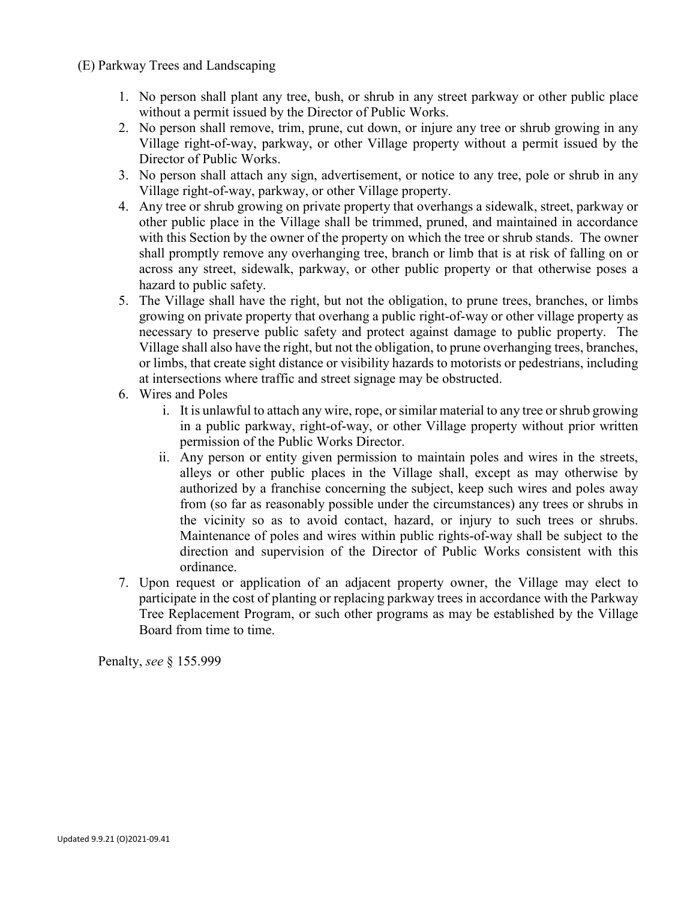(E) Parkway Trees and Landscaping

1. No person shall plant any tree, bush, or shrub in any street parkway or other public place without a permit issued by the Director of Public Works.
2. No person shall remove, trim, prune, cut down, or injure any tree or shrub growing in any Village right-of-way, parkway, or other Village property without a permit issued by the Director of Public Works.
3. No person shall attach any sign, advertisement, or notice to any tree, pole or shrub in any Village right-of-way, parkway, or other Village property.
4. Any tree or shrub growing on private property that overhangs a sidewalk, street, parkway or other public place in the Village shall be trimmed, pruned, and maintained in accordance with this Section by the owner of the property on which the tree or shrub stands. The owner shall promptly remove any overhanging tree, branch or limb that is at risk of falling on or across any street, sidewalk, parkway, or other public property or that otherwise poses a hazard to public safety.
5. The Village shall have the right, but not the obligation, to prune trees, branches, or limbs growing on private property that overhang a public right-of-way or other village property as necessary to preserve public safety and protect against damage to public property. The Village shall also have the right, but not the obligation, to prune overhanging trees, branches, or limbs, that create sight distance or visibility hazards to motorists or pedestrians, including at intersections where traffic and street signage may be obstructed.
6. Wires and Poles
   i. It is unlawful to attach any wire, rope, or similar material to any tree or shrub growing in a public parkway, right-of-way, or other Village property without prior written permission of the Public Works Director.
   ii. Any person or entity given permission to maintain poles and wires in the streets, alleys or other public places in the Village shall, except as may otherwise by authorized by a franchise concerning the subject, keep such wires and poles away from (so far as reasonably possible under the circumstances) any trees or shrubs in the vicinity so as to avoid contact, hazard, or injury to such trees or shrubs. Maintenance of poles and wires within public rights-of-way shall be subject to the direction and supervision of the Director of Public Works consistent with this ordinance.
7. Upon request or application of an adjacent property owner, the Village may elect to participate in the cost of planting or replacing parkway trees in accordance with the Parkway Tree Replacement Program, or such other programs as may be established by the Village Board from time to time.

Penalty, *see* § 155.999

Updated 9.9.21 (O)2021-09.41